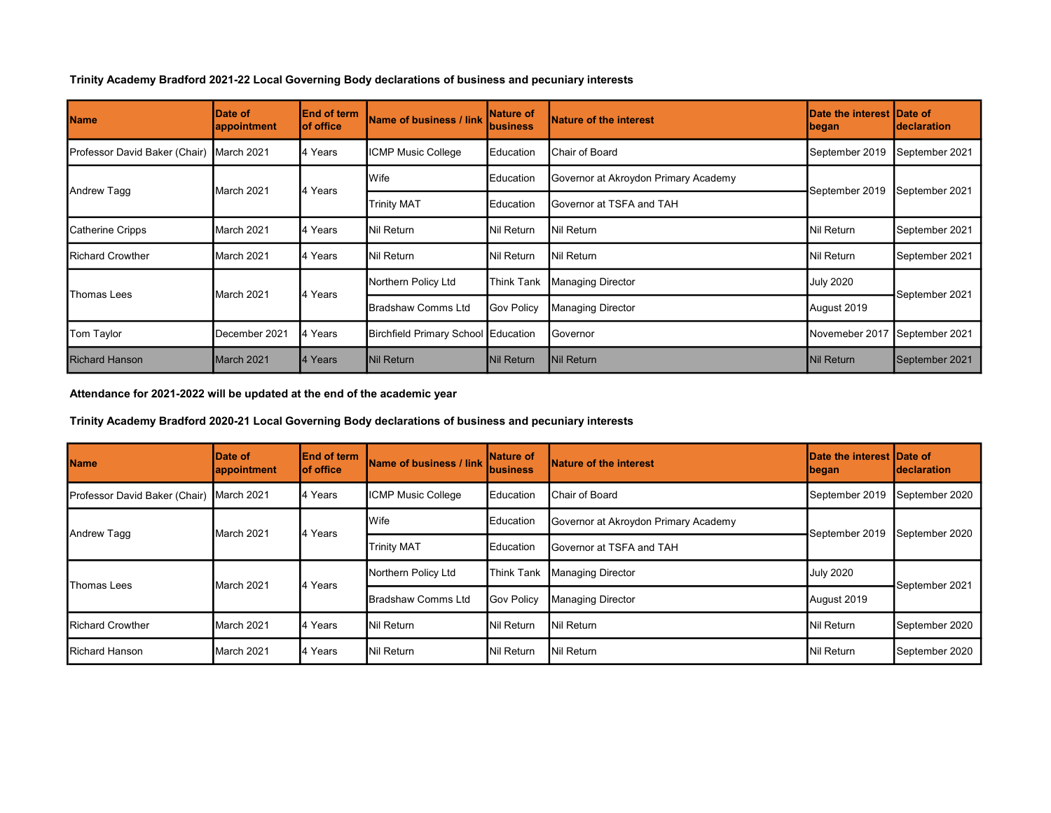**Trinity Academy Bradford 2021-22 Local Governing Body declarations of business and pecuniary interests**

| Name | Date of appointment | End of term of office | Name of business / link | Nature of business | Nature of the interest | Date the interest began | Date of declaration |
|---|---|---|---|---|---|---|---|
| Professor David Baker (Chair) | March 2021 | 4 Years | ICMP Music College | Education | Chair of Board | September 2019 | September 2021 |
| Andrew Tagg | March 2021 | 4 Years | Wife | Education | Governor at Akroydon Primary Academy | September 2019 | September 2021 |
| | | | Trinity MAT | Education | Governor at TSFA and TAH | | |
| Catherine Cripps | March 2021 | 4 Years | Nil Return | Nil Return | Nil Return | Nil Return | September 2021 |
| Richard Crowther | March 2021 | 4 Years | Nil Return | Nil Return | Nil Return | Nil Return | September 2021 |
| Thomas Lees | March 2021 | 4 Years | Northern Policy Ltd | Think Tank | Managing Director | July 2020 | September 2021 |
| | | | Bradshaw Comms Ltd | Gov Policy | Managing Director | August 2019 | |
| Tom Taylor | December 2021 | 4 Years | Birchfield Primary School | Education | Governor | Novemeber 2017 | September 2021 |
| Richard Hanson | March 2021 | 4 Years | Nil Return | Nil Return | Nil Return | Nil Return | September 2021 |

**Attendance for 2021-2022 will be updated at the end of the academic year**

**Trinity Academy Bradford 2020-21 Local Governing Body declarations of business and pecuniary interests**

| Name | Date of appointment | End of term of office | Name of business / link | Nature of business | Nature of the interest | Date the interest began | Date of declaration |
|---|---|---|---|---|---|---|---|
| Professor David Baker (Chair) | March 2021 | 4 Years | ICMP Music College | Education | Chair of Board | September 2019 | September 2020 |
| Andrew Tagg | March 2021 | 4 Years | Wife | Education | Governor at Akroydon Primary Academy | September 2019 | September 2020 |
| | | | Trinity MAT | Education | Governor at TSFA and TAH | | |
| Thomas Lees | March 2021 | 4 Years | Northern Policy Ltd | Think Tank | Managing Director | July 2020 | September 2021 |
| | | | Bradshaw Comms Ltd | Gov Policy | Managing Director | August 2019 | |
| Richard Crowther | March 2021 | 4 Years | Nil Return | Nil Return | Nil Return | Nil Return | September 2020 |
| Richard Hanson | March 2021 | 4 Years | Nil Return | Nil Return | Nil Return | Nil Return | September 2020 |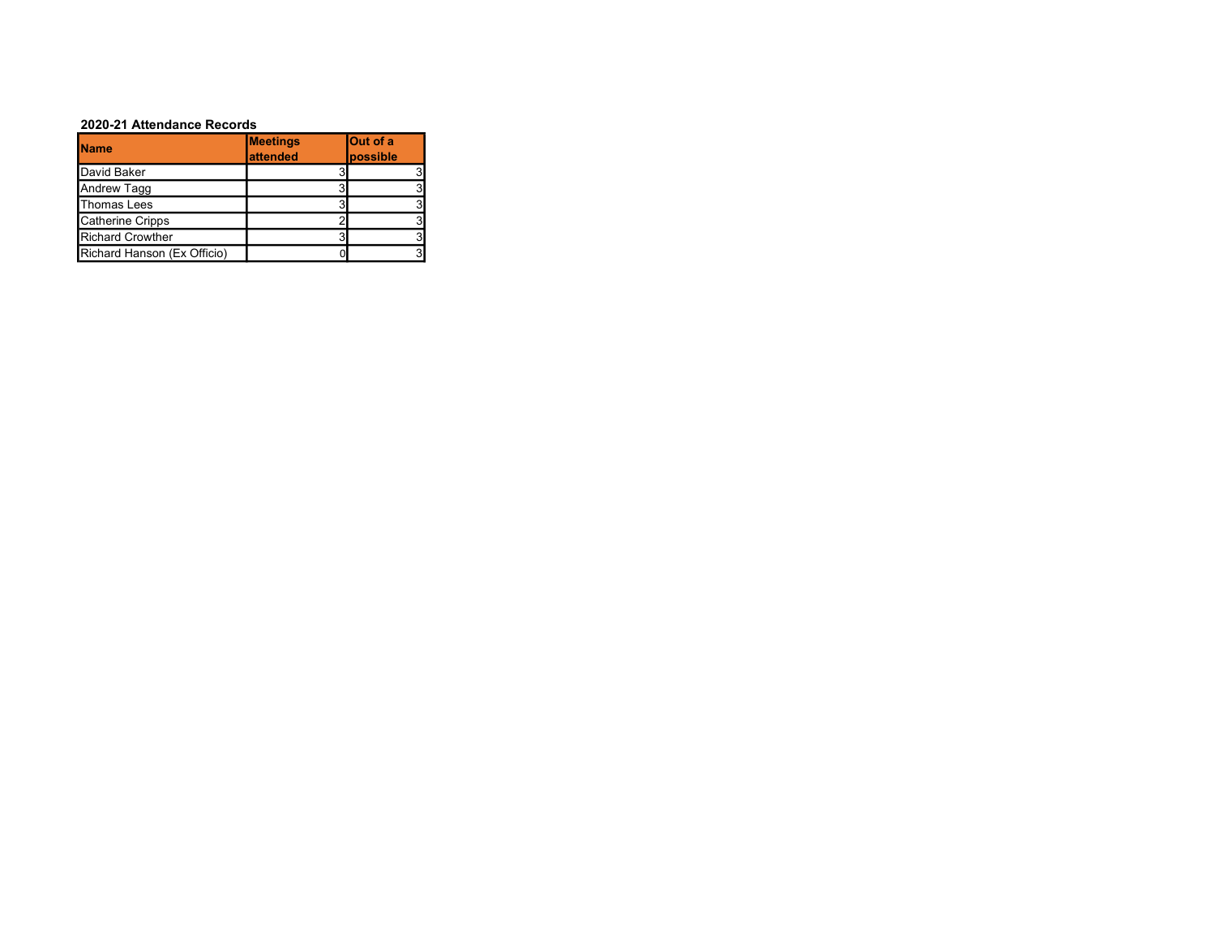**2020-21 Attendance Records**

| Name | Meetings attended | Out of a possible |
|---|---|---|
| David Baker | 3 | 3 |
| Andrew Tagg | 3 | 3 |
| Thomas Lees | 3 | 3 |
| Catherine Cripps | 2 | 3 |
| Richard Crowther | 3 | 3 |
| Richard Hanson (Ex Officio) | 0 | 3 |